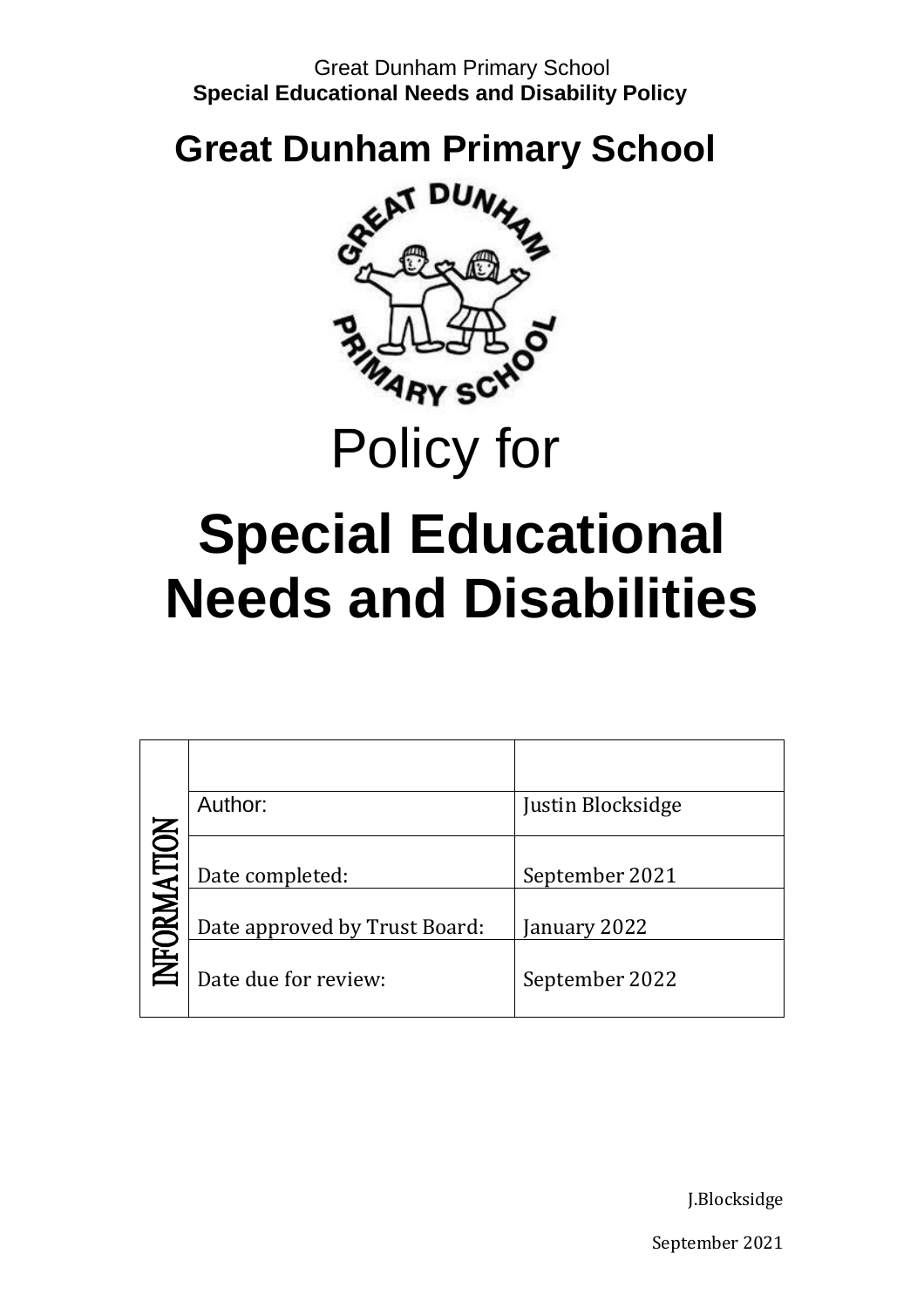# Great Dunham Primary School

Policy for

# Special Educational Needs and Disabilities

| INFORMATION | | |
|---|---|---|
| | | |
| | Author: | Justin Blocksidge |
| | Date completed: | September 2021 |
| | Date approved by Trust Board: | January 2022 |
| | Date due for review: | September 2022 |

J.Blocksidge

September 2021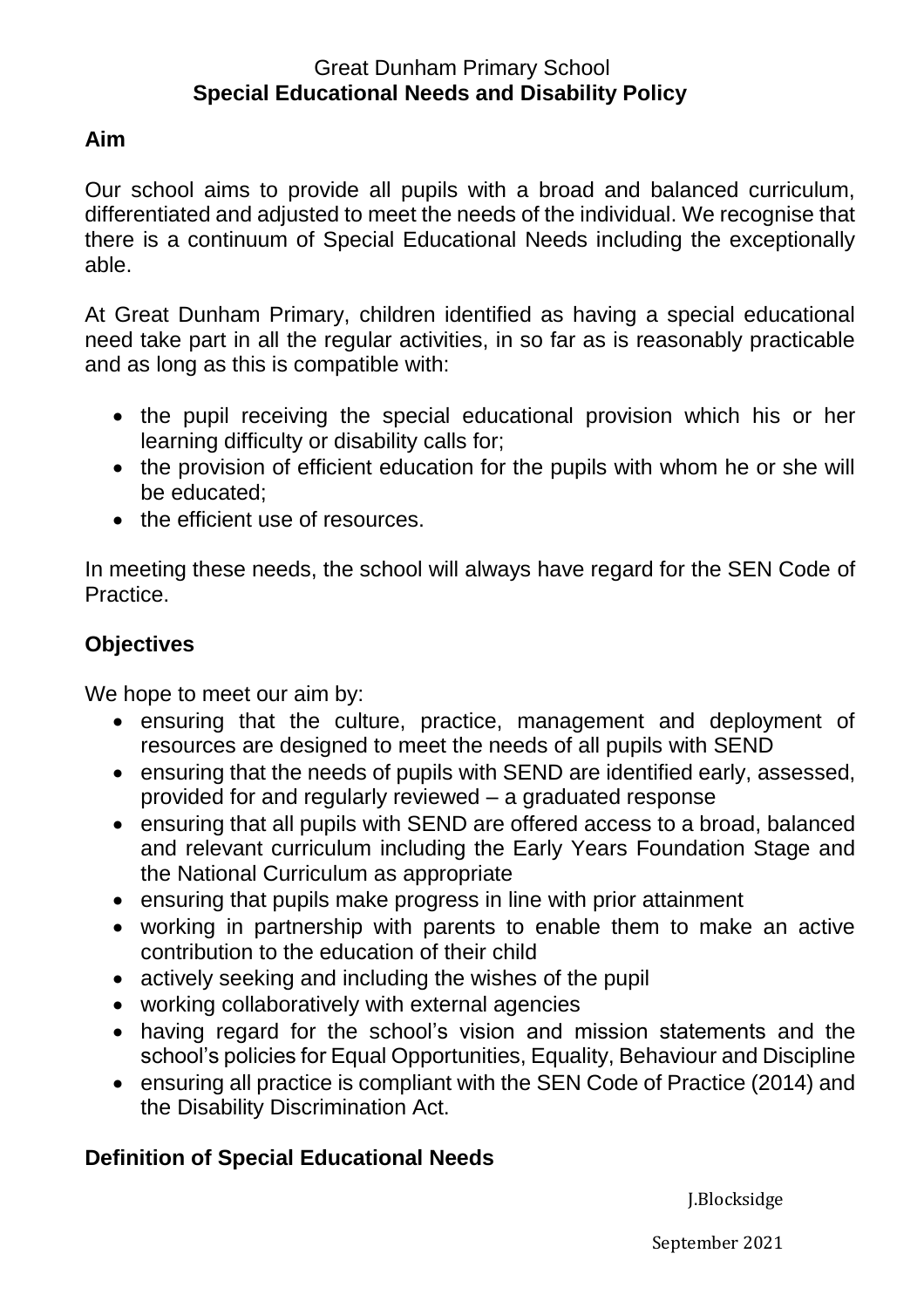Great Dunham Primary School

# Special Educational Needs and Disability Policy

## Aim

Our school aims to provide all pupils with a broad and balanced curriculum, differentiated and adjusted to meet the needs of the individual. We recognise that there is a continuum of Special Educational Needs including the exceptionally able.

At Great Dunham Primary, children identified as having a special educational need take part in all the regular activities, in so far as is reasonably practicable and as long as this is compatible with:

- the pupil receiving the special educational provision which his or her learning difficulty or disability calls for;
- the provision of efficient education for the pupils with whom he or she will be educated;
- the efficient use of resources.

In meeting these needs, the school will always have regard for the SEN Code of Practice.

## Objectives

We hope to meet our aim by:

- ensuring that the culture, practice, management and deployment of resources are designed to meet the needs of all pupils with SEND
- ensuring that the needs of pupils with SEND are identified early, assessed, provided for and regularly reviewed – a graduated response
- ensuring that all pupils with SEND are offered access to a broad, balanced and relevant curriculum including the Early Years Foundation Stage and the National Curriculum as appropriate
- ensuring that pupils make progress in line with prior attainment
- working in partnership with parents to enable them to make an active contribution to the education of their child
- actively seeking and including the wishes of the pupil
- working collaboratively with external agencies
- having regard for the school's vision and mission statements and the school's policies for Equal Opportunities, Equality, Behaviour and Discipline
- ensuring all practice is compliant with the SEN Code of Practice (2014) and the Disability Discrimination Act.

## Definition of Special Educational Needs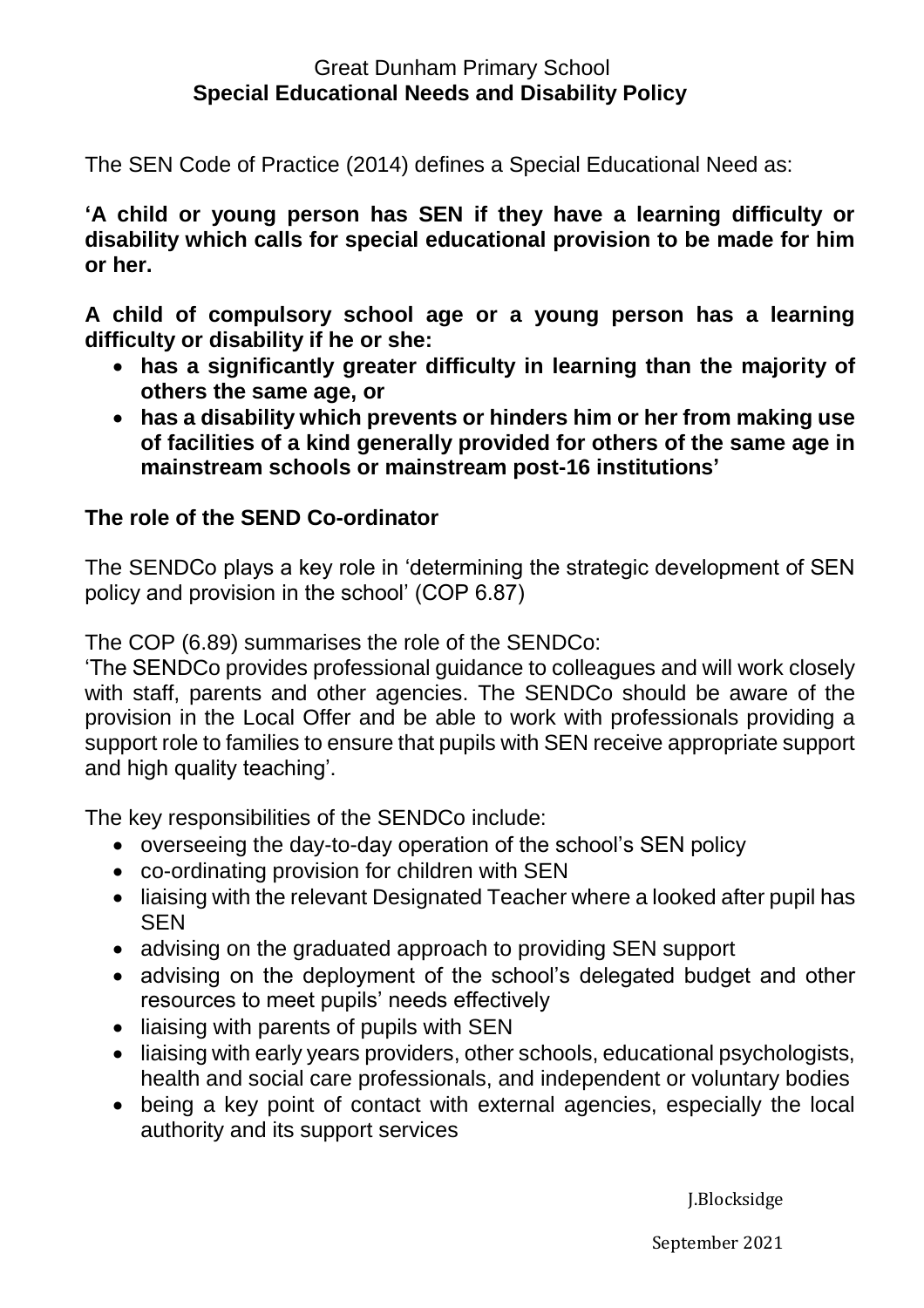Great Dunham Primary School
**Special Educational Needs and Disability Policy**

The SEN Code of Practice (2014) defines a Special Educational Need as:

**'A child or young person has SEN if they have a learning difficulty or disability which calls for special educational provision to be made for him or her.**

**A child of compulsory school age or a young person has a learning difficulty or disability if he or she:**

- **has a significantly greater difficulty in learning than the majority of others the same age, or**
- **has a disability which prevents or hinders him or her from making use of facilities of a kind generally provided for others of the same age in mainstream schools or mainstream post-16 institutions'**

## The role of the SEND Co-ordinator

The SENDCo plays a key role in 'determining the strategic development of SEN policy and provision in the school' (COP 6.87)

The COP (6.89) summarises the role of the SENDCo:
'The SENDCo provides professional guidance to colleagues and will work closely with staff, parents and other agencies. The SENDCo should be aware of the provision in the Local Offer and be able to work with professionals providing a support role to families to ensure that pupils with SEN receive appropriate support and high quality teaching'.

The key responsibilities of the SENDCo include:

- overseeing the day-to-day operation of the school's SEN policy
- co-ordinating provision for children with SEN
- liaising with the relevant Designated Teacher where a looked after pupil has SEN
- advising on the graduated approach to providing SEN support
- advising on the deployment of the school's delegated budget and other resources to meet pupils' needs effectively
- liaising with parents of pupils with SEN
- liaising with early years providers, other schools, educational psychologists, health and social care professionals, and independent or voluntary bodies
- being a key point of contact with external agencies, especially the local authority and its support services

J.Blocksidge

September 2021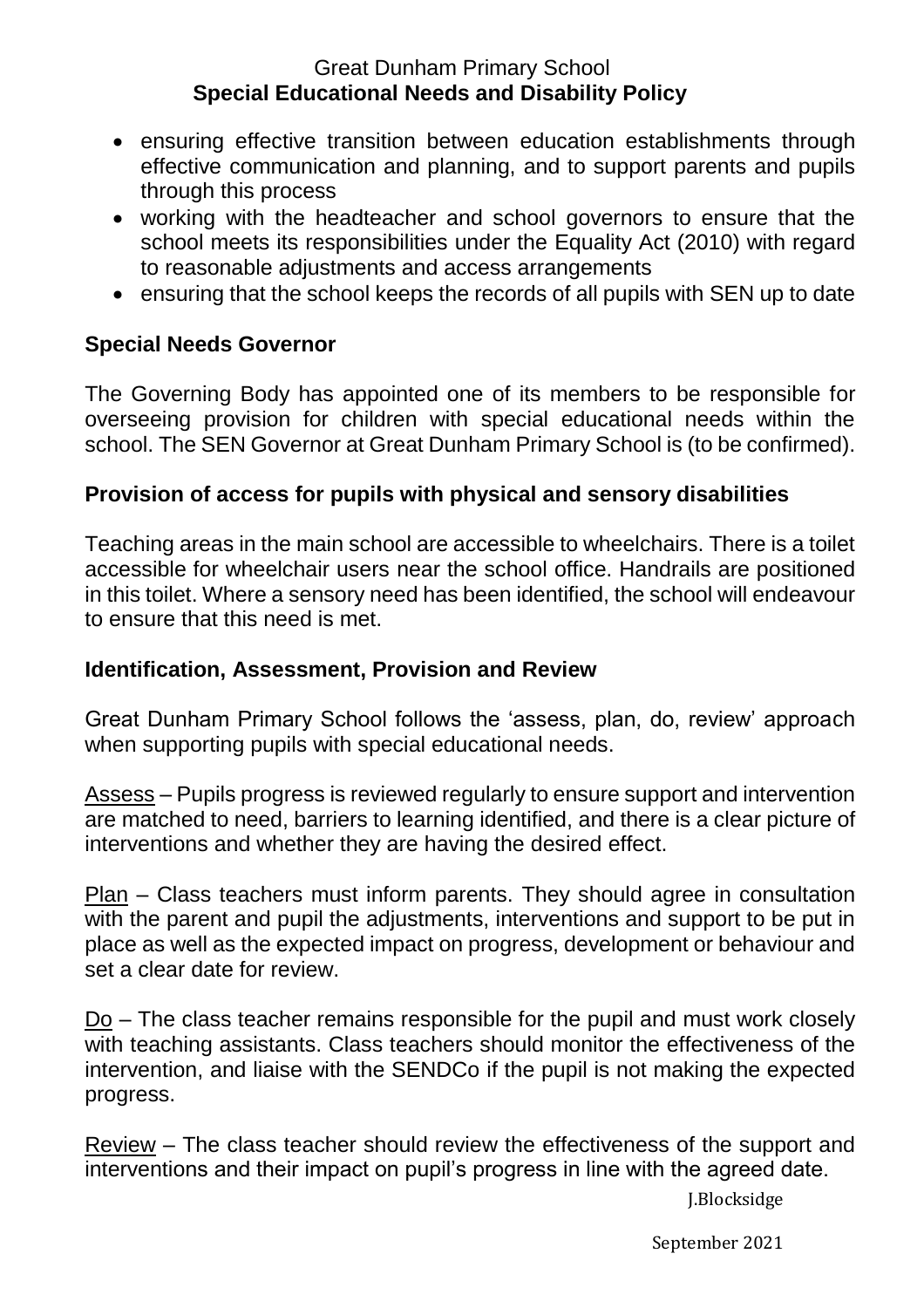- ensuring effective transition between education establishments through effective communication and planning, and to support parents and pupils through this process
- working with the headteacher and school governors to ensure that the school meets its responsibilities under the Equality Act (2010) with regard to reasonable adjustments and access arrangements
- ensuring that the school keeps the records of all pupils with SEN up to date

## Special Needs Governor

The Governing Body has appointed one of its members to be responsible for overseeing provision for children with special educational needs within the school. The SEN Governor at Great Dunham Primary School is (to be confirmed).

## Provision of access for pupils with physical and sensory disabilities

Teaching areas in the main school are accessible to wheelchairs. There is a toilet accessible for wheelchair users near the school office. Handrails are positioned in this toilet. Where a sensory need has been identified, the school will endeavour to ensure that this need is met.

## Identification, Assessment, Provision and Review

Great Dunham Primary School follows the 'assess, plan, do, review' approach when supporting pupils with special educational needs.

<u>Assess</u> – Pupils progress is reviewed regularly to ensure support and intervention are matched to need, barriers to learning identified, and there is a clear picture of interventions and whether they are having the desired effect.

<u>Plan</u> – Class teachers must inform parents. They should agree in consultation with the parent and pupil the adjustments, interventions and support to be put in place as well as the expected impact on progress, development or behaviour and set a clear date for review.

<u>Do</u> – The class teacher remains responsible for the pupil and must work closely with teaching assistants. Class teachers should monitor the effectiveness of the intervention, and liaise with the SENDCo if the pupil is not making the expected progress.

<u>Review</u> – The class teacher should review the effectiveness of the support and interventions and their impact on pupil's progress in line with the agreed date.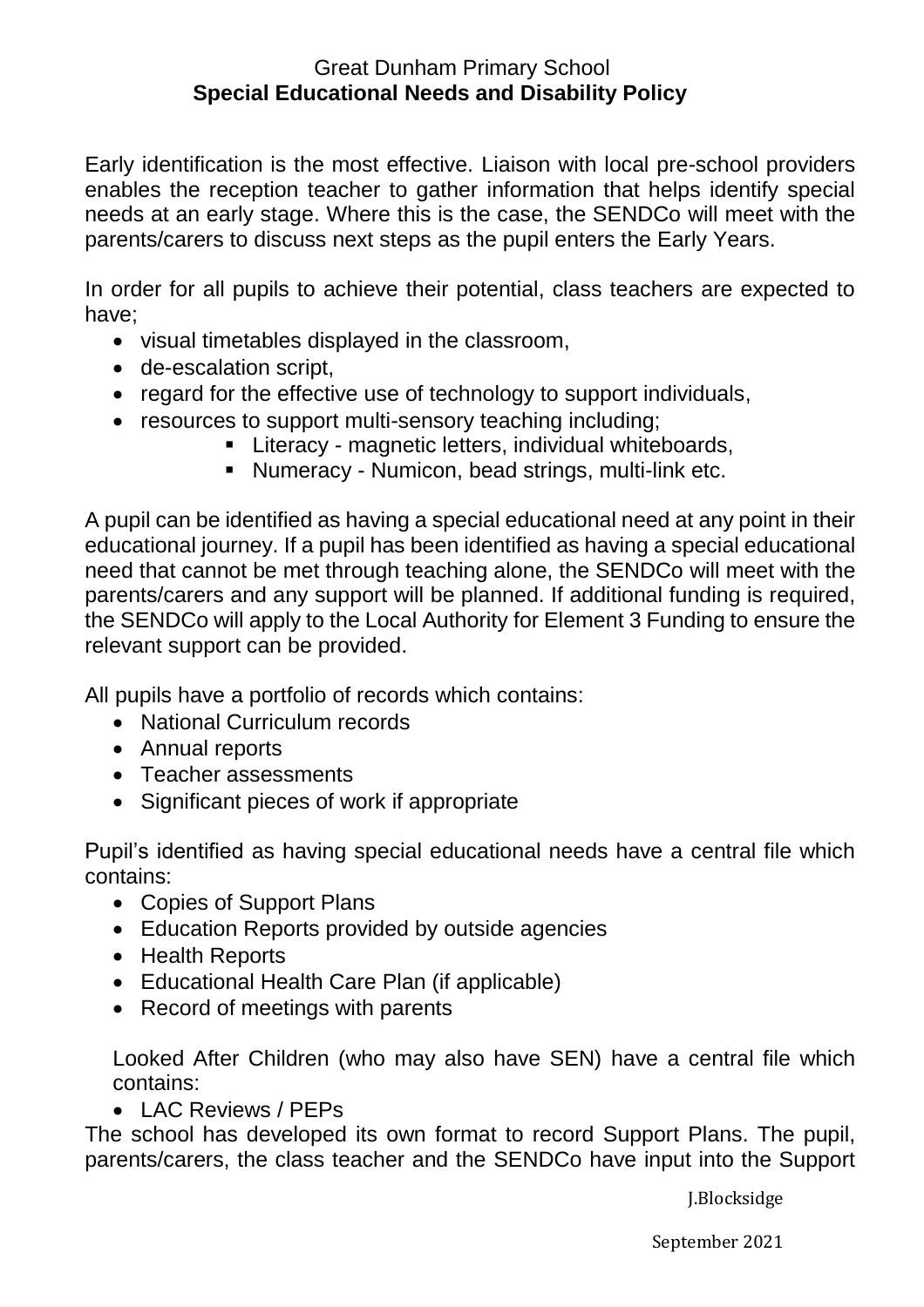Great Dunham Primary School
**Special Educational Needs and Disability Policy**

Early identification is the most effective. Liaison with local pre-school providers enables the reception teacher to gather information that helps identify special needs at an early stage. Where this is the case, the SENDCo will meet with the parents/carers to discuss next steps as the pupil enters the Early Years.

In order for all pupils to achieve their potential, class teachers are expected to have;

- visual timetables displayed in the classroom,
- de-escalation script,
- regard for the effective use of technology to support individuals,
- resources to support multi-sensory teaching including;
    - Literacy - magnetic letters, individual whiteboards,
    - Numeracy - Numicon, bead strings, multi-link etc.

A pupil can be identified as having a special educational need at any point in their educational journey. If a pupil has been identified as having a special educational need that cannot be met through teaching alone, the SENDCo will meet with the parents/carers and any support will be planned. If additional funding is required, the SENDCo will apply to the Local Authority for Element 3 Funding to ensure the relevant support can be provided.

All pupils have a portfolio of records which contains:

- National Curriculum records
- Annual reports
- Teacher assessments
- Significant pieces of work if appropriate

Pupil's identified as having special educational needs have a central file which contains:

- Copies of Support Plans
- Education Reports provided by outside agencies
- Health Reports
- Educational Health Care Plan (if applicable)
- Record of meetings with parents

Looked After Children (who may also have SEN) have a central file which contains:

- LAC Reviews / PEPs

The school has developed its own format to record Support Plans. The pupil, parents/carers, the class teacher and the SENDCo have input into the Support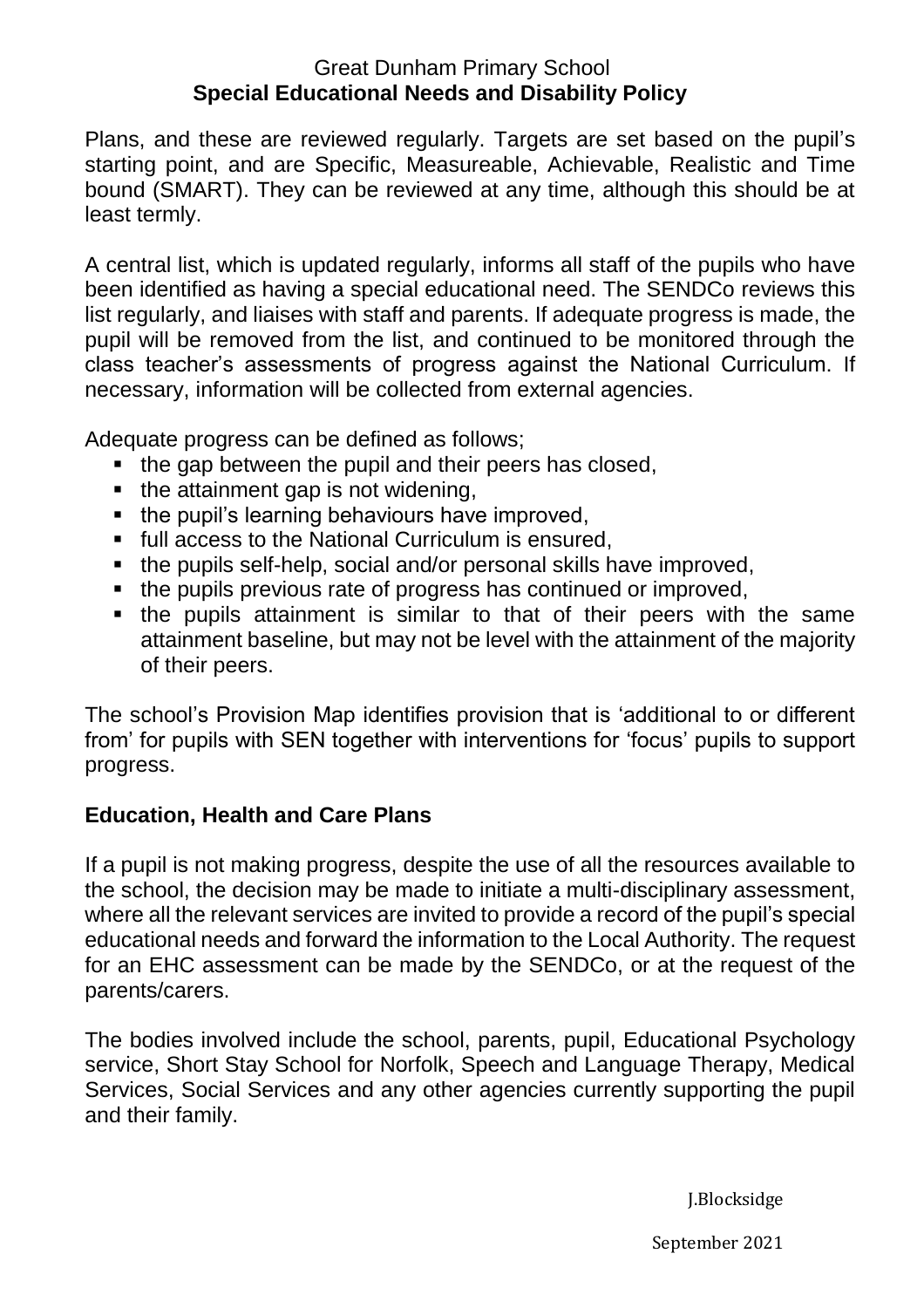Plans, and these are reviewed regularly. Targets are set based on the pupil's starting point, and are Specific, Measureable, Achievable, Realistic and Time bound (SMART). They can be reviewed at any time, although this should be at least termly.

A central list, which is updated regularly, informs all staff of the pupils who have been identified as having a special educational need. The SENDCo reviews this list regularly, and liaises with staff and parents. If adequate progress is made, the pupil will be removed from the list, and continued to be monitored through the class teacher's assessments of progress against the National Curriculum. If necessary, information will be collected from external agencies.

Adequate progress can be defined as follows;

- the gap between the pupil and their peers has closed,
- the attainment gap is not widening,
- the pupil's learning behaviours have improved,
- full access to the National Curriculum is ensured,
- the pupils self-help, social and/or personal skills have improved,
- the pupils previous rate of progress has continued or improved,
- the pupils attainment is similar to that of their peers with the same attainment baseline, but may not be level with the attainment of the majority of their peers.

The school's Provision Map identifies provision that is 'additional to or different from' for pupils with SEN together with interventions for 'focus' pupils to support progress.

## Education, Health and Care Plans

If a pupil is not making progress, despite the use of all the resources available to the school, the decision may be made to initiate a multi-disciplinary assessment, where all the relevant services are invited to provide a record of the pupil's special educational needs and forward the information to the Local Authority. The request for an EHC assessment can be made by the SENDCo, or at the request of the parents/carers.

The bodies involved include the school, parents, pupil, Educational Psychology service, Short Stay School for Norfolk, Speech and Language Therapy, Medical Services, Social Services and any other agencies currently supporting the pupil and their family.

J.Blocksidge

September 2021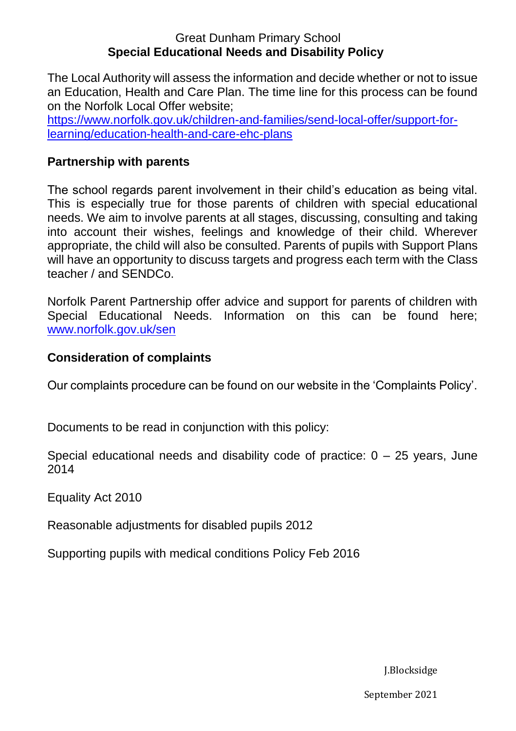The Local Authority will assess the information and decide whether or not to issue an Education, Health and Care Plan. The time line for this process can be found on the Norfolk Local Offer website; https://www.norfolk.gov.uk/children-and-families/send-local-offer/support-for-learning/education-health-and-care-ehc-plans

## Partnership with parents

The school regards parent involvement in their child's education as being vital. This is especially true for those parents of children with special educational needs. We aim to involve parents at all stages, discussing, consulting and taking into account their wishes, feelings and knowledge of their child. Wherever appropriate, the child will also be consulted. Parents of pupils with Support Plans will have an opportunity to discuss targets and progress each term with the Class teacher / and SENDCo.

Norfolk Parent Partnership offer advice and support for parents of children with Special Educational Needs. Information on this can be found here; www.norfolk.gov.uk/sen

## Consideration of complaints

Our complaints procedure can be found on our website in the 'Complaints Policy'.

Documents to be read in conjunction with this policy:

Special educational needs and disability code of practice: 0 – 25 years, June 2014

Equality Act 2010

Reasonable adjustments for disabled pupils 2012

Supporting pupils with medical conditions Policy Feb 2016

J.Blocksidge

September 2021